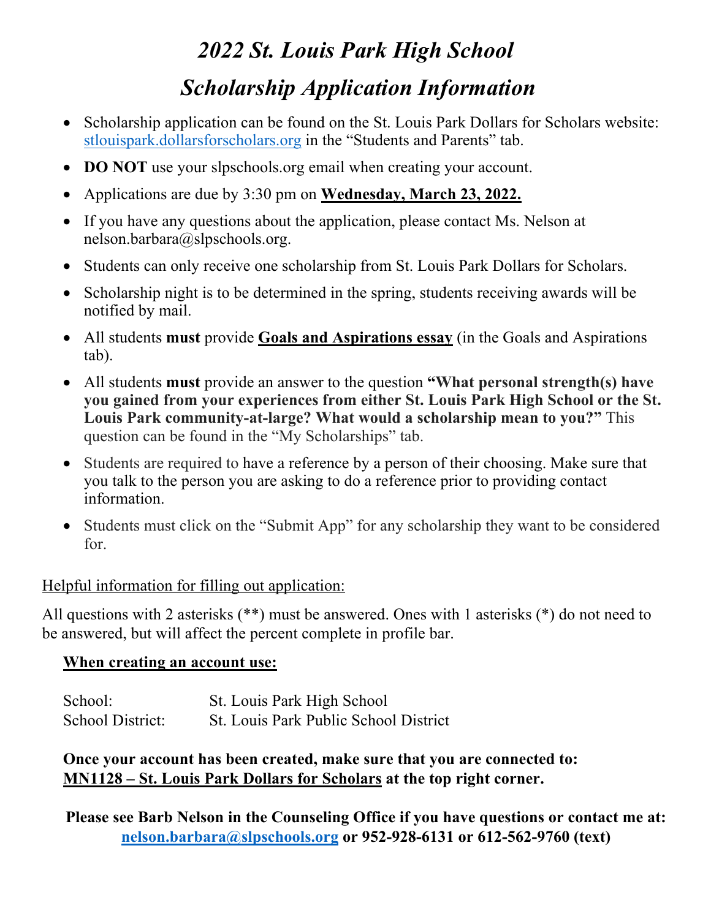# *2022 St. Louis Park High School*

# *Scholarship Application Information*

- Scholarship application can be found on the St. Louis Park Dollars for Scholars website: stlouispark.dollarsforscholars.org in the "Students and Parents" tab.
- **DO NOT** use your slpschools.org email when creating your account.
- Applications are due by 3:30 pm on **Wednesday, March 23, 2022.**
- If you have any questions about the application, please contact Ms. Nelson at nelson.barbara@slpschools.org.
- Students can only receive one scholarship from St. Louis Park Dollars for Scholars.
- Scholarship night is to be determined in the spring, students receiving awards will be notified by mail.
- All students **must** provide **Goals and Aspirations essay** (in the Goals and Aspirations tab).
- All students **must** provide an answer to the question **"What personal strength(s) have you gained from your experiences from either St. Louis Park High School or the St. Louis Park community-at-large? What would a scholarship mean to you?"** This question can be found in the "My Scholarships" tab.
- Students are required to have a reference by a person of their choosing. Make sure that you talk to the person you are asking to do a reference prior to providing contact information.
- Students must click on the "Submit App" for any scholarship they want to be considered for.

Helpful information for filling out application:

All questions with 2 asterisks (**) must be answered. Ones with 1 asterisks (*) do not need to be answered, but will affect the percent complete in profile bar.

**When creating an account use:**

School: St. Louis Park High School
School District: St. Louis Park Public School District

**Once your account has been created, make sure that you are connected to: MN1128 – St. Louis Park Dollars for Scholars at the top right corner.**

**Please see Barb Nelson in the Counseling Office if you have questions or contact me at: nelson.barbara@slpschools.org or 952-928-6131 or 612-562-9760 (text)**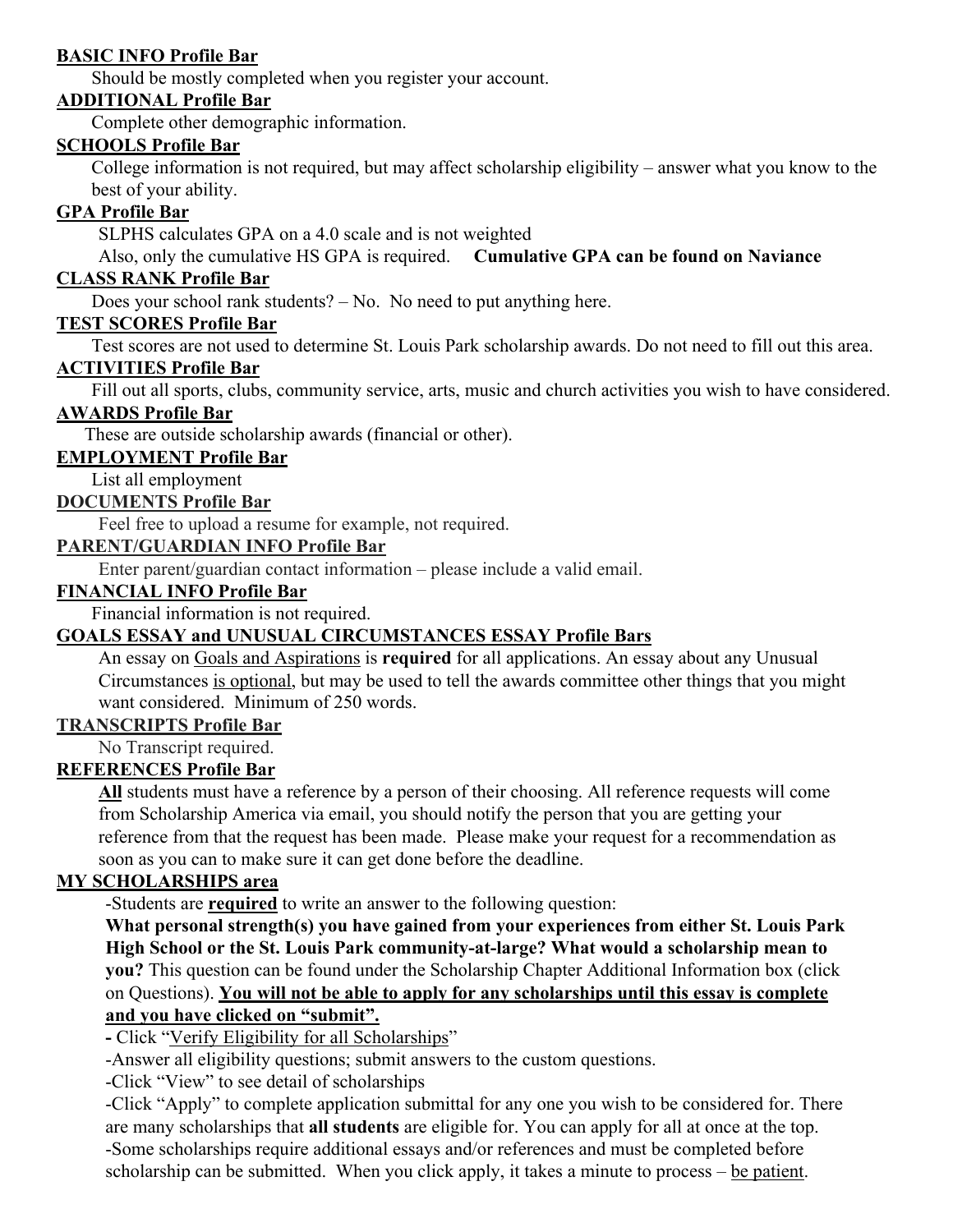**BASIC INFO Profile Bar**

Should be mostly completed when you register your account.

**ADDITIONAL Profile Bar**

Complete other demographic information.

**SCHOOLS Profile Bar**

College information is not required, but may affect scholarship eligibility – answer what you know to the best of your ability.

**GPA Profile Bar**

SLPHS calculates GPA on a 4.0 scale and is not weighted

Also, only the cumulative HS GPA is required. **Cumulative GPA can be found on Naviance**

**CLASS RANK Profile Bar**

Does your school rank students? – No. No need to put anything here.

**TEST SCORES Profile Bar**

Test scores are not used to determine St. Louis Park scholarship awards. Do not need to fill out this area.

**ACTIVITIES Profile Bar**

Fill out all sports, clubs, community service, arts, music and church activities you wish to have considered.

**AWARDS Profile Bar**

These are outside scholarship awards (financial or other).

**EMPLOYMENT Profile Bar**

List all employment

**DOCUMENTS Profile Bar**

Feel free to upload a resume for example, not required.

**PARENT/GUARDIAN INFO Profile Bar**

Enter parent/guardian contact information – please include a valid email.

**FINANCIAL INFO Profile Bar**

Financial information is not required.

**GOALS ESSAY and UNUSUAL CIRCUMSTANCES ESSAY Profile Bars**

An essay on Goals and Aspirations is **required** for all applications. An essay about any Unusual Circumstances is optional, but may be used to tell the awards committee other things that you might want considered. Minimum of 250 words.

**TRANSCRIPTS Profile Bar**

No Transcript required.

**REFERENCES Profile Bar**

**All** students must have a reference by a person of their choosing. All reference requests will come from Scholarship America via email, you should notify the person that you are getting your reference from that the request has been made. Please make your request for a recommendation as soon as you can to make sure it can get done before the deadline.

**MY SCHOLARSHIPS area**

-Students are **required** to write an answer to the following question:

**What personal strength(s) you have gained from your experiences from either St. Louis Park High School or the St. Louis Park community-at-large? What would a scholarship mean to you?** This question can be found under the Scholarship Chapter Additional Information box (click on Questions). **You will not be able to apply for any scholarships until this essay is complete and you have clicked on "submit".**

- Click "Verify Eligibility for all Scholarships"

-Answer all eligibility questions; submit answers to the custom questions.

-Click "View" to see detail of scholarships

-Click "Apply" to complete application submittal for any one you wish to be considered for. There are many scholarships that **all students** are eligible for. You can apply for all at once at the top.

-Some scholarships require additional essays and/or references and must be completed before scholarship can be submitted. When you click apply, it takes a minute to process – be patient.